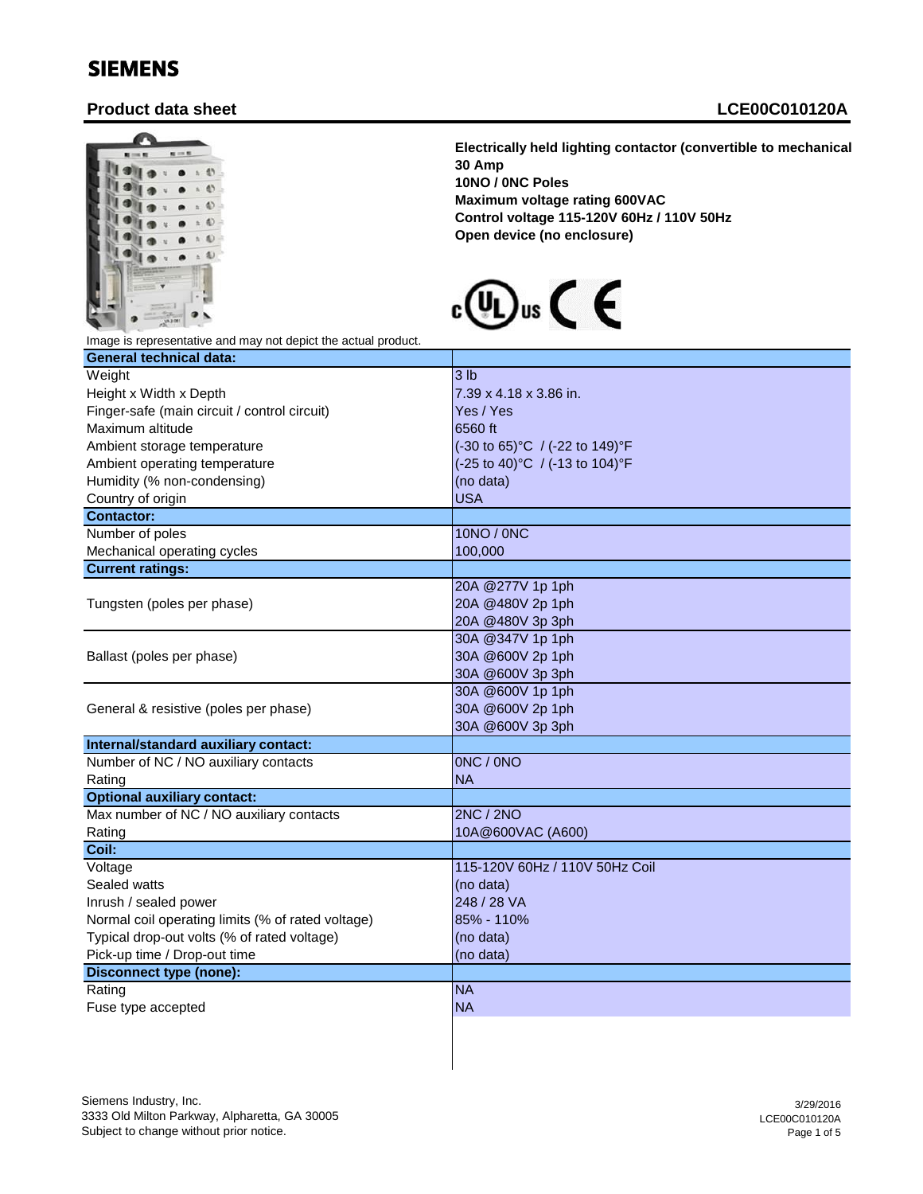**SIEMENS**

## Product data sheet

## LCE00C010120A

**Electrically held lighting contactor (convertible to mechanical**
**30 Amp**
**10NO / 0NC Poles**
**Maximum voltage rating 600VAC**
**Control voltage 115-120V 60Hz / 110V 50Hz**
**Open device (no enclosure)**

Image is representative and may not depict the actual product.

| **General technical data:** | |
|---|---|
| Weight | 3 lb |
| Height x Width x Depth | 7.39 x 4.18 x 3.86 in. |
| Finger-safe (main circuit / control circuit) | Yes / Yes |
| Maximum altitude | 6560 ft |
| Ambient storage temperature | (-30 to 65)°C / (-22 to 149)°F |
| Ambient operating temperature | (-25 to 40)°C / (-13 to 104)°F |
| Humidity (% non-condensing) | (no data) |
| Country of origin | USA |
| **Contactor:** | |
| Number of poles | 10NO / 0NC |
| Mechanical operating cycles | 100,000 |
| **Current ratings:** | |
| Tungsten (poles per phase) | 20A @277V 1p 1ph<br>20A @480V 2p 1ph<br>20A @480V 3p 3ph |
| Ballast (poles per phase) | 30A @347V 1p 1ph<br>30A @600V 2p 1ph<br>30A @600V 3p 3ph |
| General & resistive (poles per phase) | 30A @600V 1p 1ph<br>30A @600V 2p 1ph<br>30A @600V 3p 3ph |
| **Internal/standard auxiliary contact:** | |
| Number of NC / NO auxiliary contacts | 0NC / 0NO |
| Rating | NA |
| **Optional auxiliary contact:** | |
| Max number of NC / NO auxiliary contacts | 2NC / 2NO |
| Rating | 10A@600VAC (A600) |
| **Coil:** | |
| Voltage | 115-120V 60Hz / 110V 50Hz Coil |
| Sealed watts | (no data) |
| Inrush / sealed power | 248 / 28 VA |
| Normal coil operating limits (% of rated voltage) | 85% - 110% |
| Typical drop-out volts (% of rated voltage) | (no data) |
| Pick-up time / Drop-out time | (no data) |
| **Disconnect type (none):** | |
| Rating | NA |
| Fuse type accepted | NA |

Siemens Industry, Inc.
3333 Old Milton Parkway, Alpharetta, GA 30005
Subject to change without prior notice.

3/29/2016
LCE00C010120A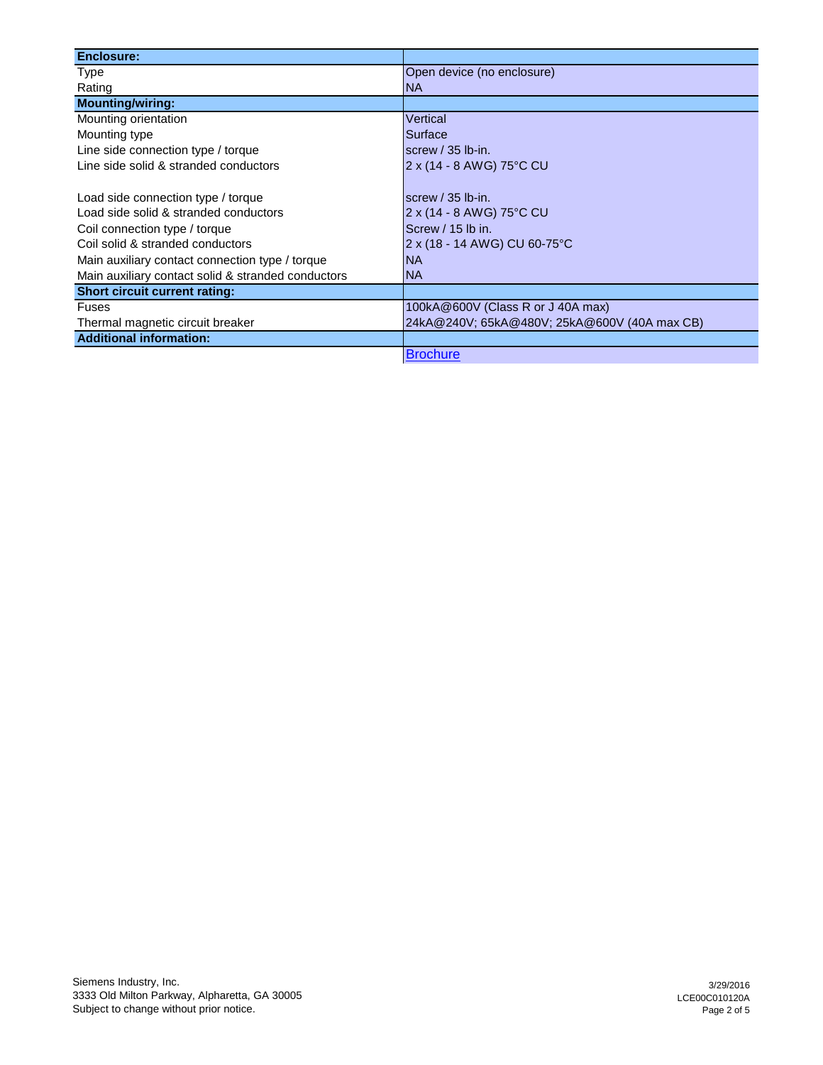| **Enclosure:** | |
|---|---|
| Type | Open device (no enclosure) |
| Rating | NA |
| **Mounting/wiring:** | |
| Mounting orientation | Vertical |
| Mounting type | Surface |
| Line side connection type / torque | screw / 35 lb-in. |
| Line side solid & stranded conductors | 2 x (14 - 8 AWG) 75°C CU |
| Load side connection type / torque | screw / 35 lb-in. |
| Load side solid & stranded conductors | 2 x (14 - 8 AWG) 75°C CU |
| Coil connection type / torque | Screw / 15 lb in. |
| Coil solid & stranded conductors | 2 x (18 - 14 AWG) CU 60-75°C |
| Main auxiliary contact connection type / torque | NA |
| Main auxiliary contact solid & stranded conductors | NA |
| **Short circuit current rating:** | |
| Fuses | 100kA@600V (Class R or J 40A max) |
| Thermal magnetic circuit breaker | 24kA@240V; 65kA@480V; 25kA@600V (40A max CB) |
| **Additional information:** | |
| | Brochure |

Siemens Industry, Inc.
3333 Old Milton Parkway, Alpharetta, GA 30005
Subject to change without prior notice.

3/29/2016
LCE00C010120A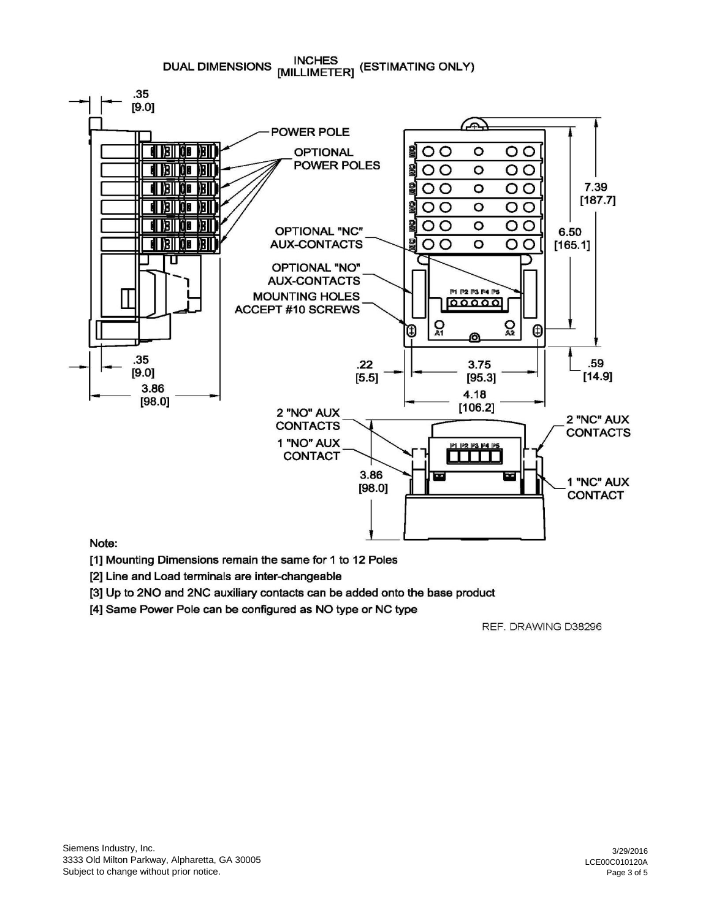DUAL DIMENSIONS INCHES [MILLIMETER] (ESTIMATING ONLY)

Note:

[1] Mounting Dimensions remain the same for 1 to 12 Poles

[2] Line and Load terminals are inter-changeable

[3] Up to 2NO and 2NC auxiliary contacts can be added onto the base product

[4] Same Power Pole can be configured as NO type or NC type

REF. DRAWING D38296

Siemens Industry, Inc.
3333 Old Milton Parkway, Alpharetta, GA 30005
Subject to change without prior notice.

3/29/2016
LCE00C010120A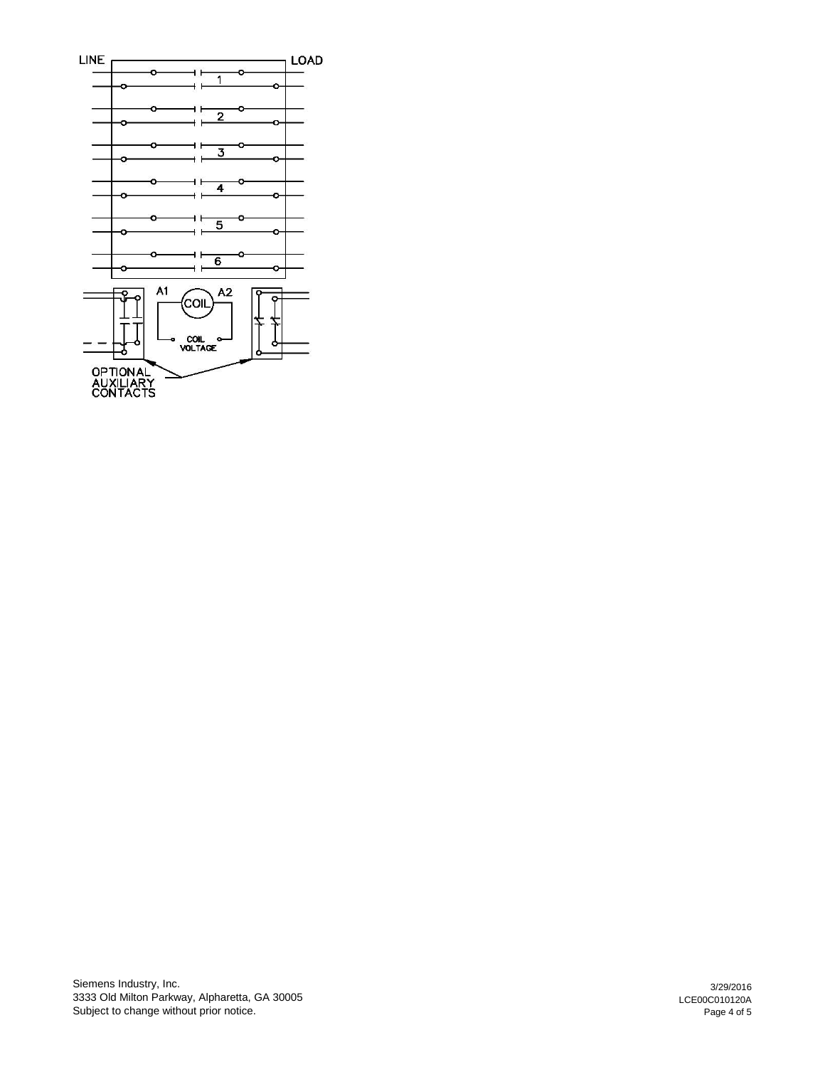LINE

LOAD

1

2

3

4

5

6

A1

COIL

A2

COIL VOLTAGE

OPTIONAL AUXILIARY CONTACTS

Siemens Industry, Inc.
3333 Old Milton Parkway, Alpharetta, GA 30005
Subject to change without prior notice.

3/29/2016
LCE00C010120A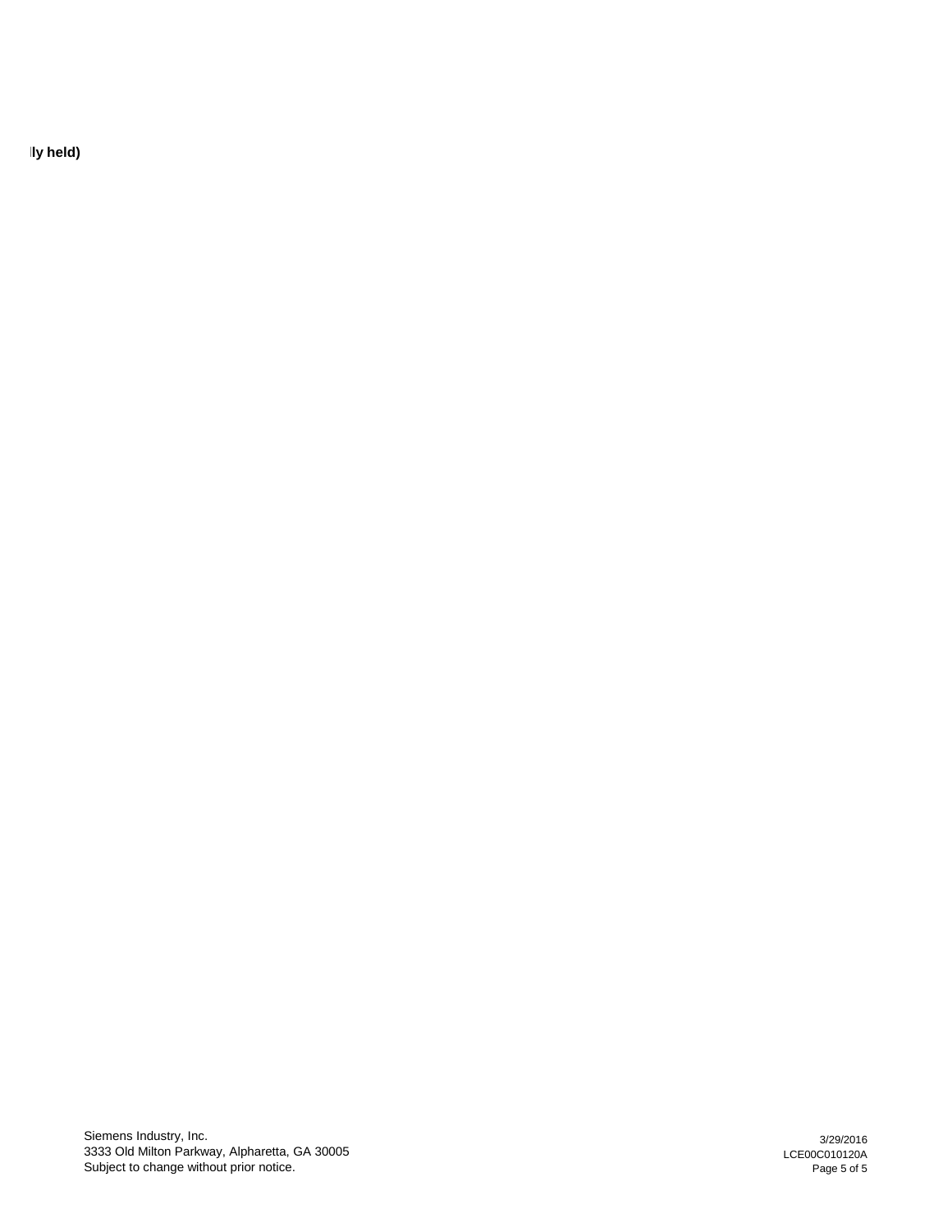**lly held)**